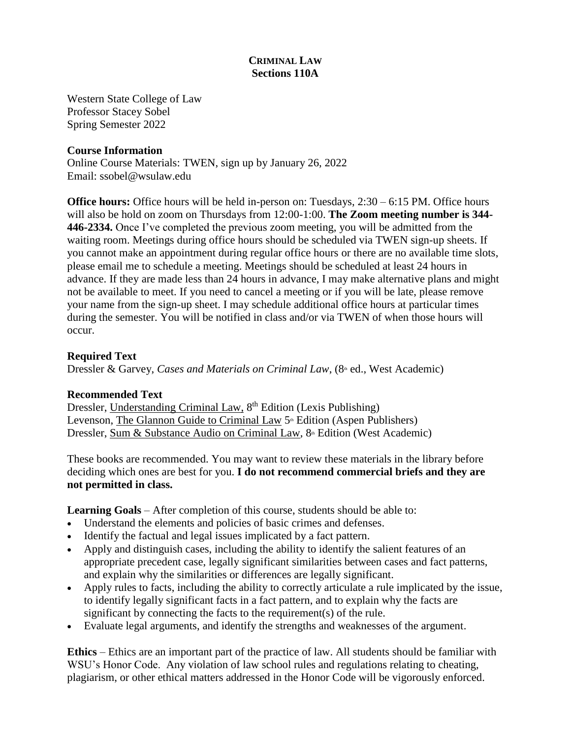**CRIMINAL LAW**
**Sections 110A**

Western State College of Law
Professor Stacey Sobel
Spring Semester 2022

**Course Information**
Online Course Materials: TWEN, sign up by January 26, 2022
Email: ssobel@wsulaw.edu

**Office hours:** Office hours will be held in-person on: Tuesdays, 2:30 – 6:15 PM. Office hours will also be hold on zoom on Thursdays from 12:00-1:00. **The Zoom meeting number is 344-446-2334.** Once I've completed the previous zoom meeting, you will be admitted from the waiting room. Meetings during office hours should be scheduled via TWEN sign-up sheets. If you cannot make an appointment during regular office hours or there are no available time slots, please email me to schedule a meeting. Meetings should be scheduled at least 24 hours in advance. If they are made less than 24 hours in advance, I may make alternative plans and might not be available to meet. If you need to cancel a meeting or if you will be late, please remove your name from the sign-up sheet. I may schedule additional office hours at particular times during the semester. You will be notified in class and/or via TWEN of when those hours will occur.

**Required Text**
Dressler & Garvey, *Cases and Materials on Criminal Law*, (8th ed., West Academic)

**Recommended Text**
Dressler, Understanding Criminal Law, 8th Edition (Lexis Publishing)
Levenson, The Glannon Guide to Criminal Law 5th Edition (Aspen Publishers)
Dressler, Sum & Substance Audio on Criminal Law, 8th Edition (West Academic)

These books are recommended. You may want to review these materials in the library before deciding which ones are best for you. **I do not recommend commercial briefs and they are not permitted in class.**

**Learning Goals** – After completion of this course, students should be able to:

- Understand the elements and policies of basic crimes and defenses.
- Identify the factual and legal issues implicated by a fact pattern.
- Apply and distinguish cases, including the ability to identify the salient features of an appropriate precedent case, legally significant similarities between cases and fact patterns, and explain why the similarities or differences are legally significant.
- Apply rules to facts, including the ability to correctly articulate a rule implicated by the issue, to identify legally significant facts in a fact pattern, and to explain why the facts are significant by connecting the facts to the requirement(s) of the rule.
- Evaluate legal arguments, and identify the strengths and weaknesses of the argument.

**Ethics** – Ethics are an important part of the practice of law. All students should be familiar with WSU's Honor Code. Any violation of law school rules and regulations relating to cheating, plagiarism, or other ethical matters addressed in the Honor Code will be vigorously enforced.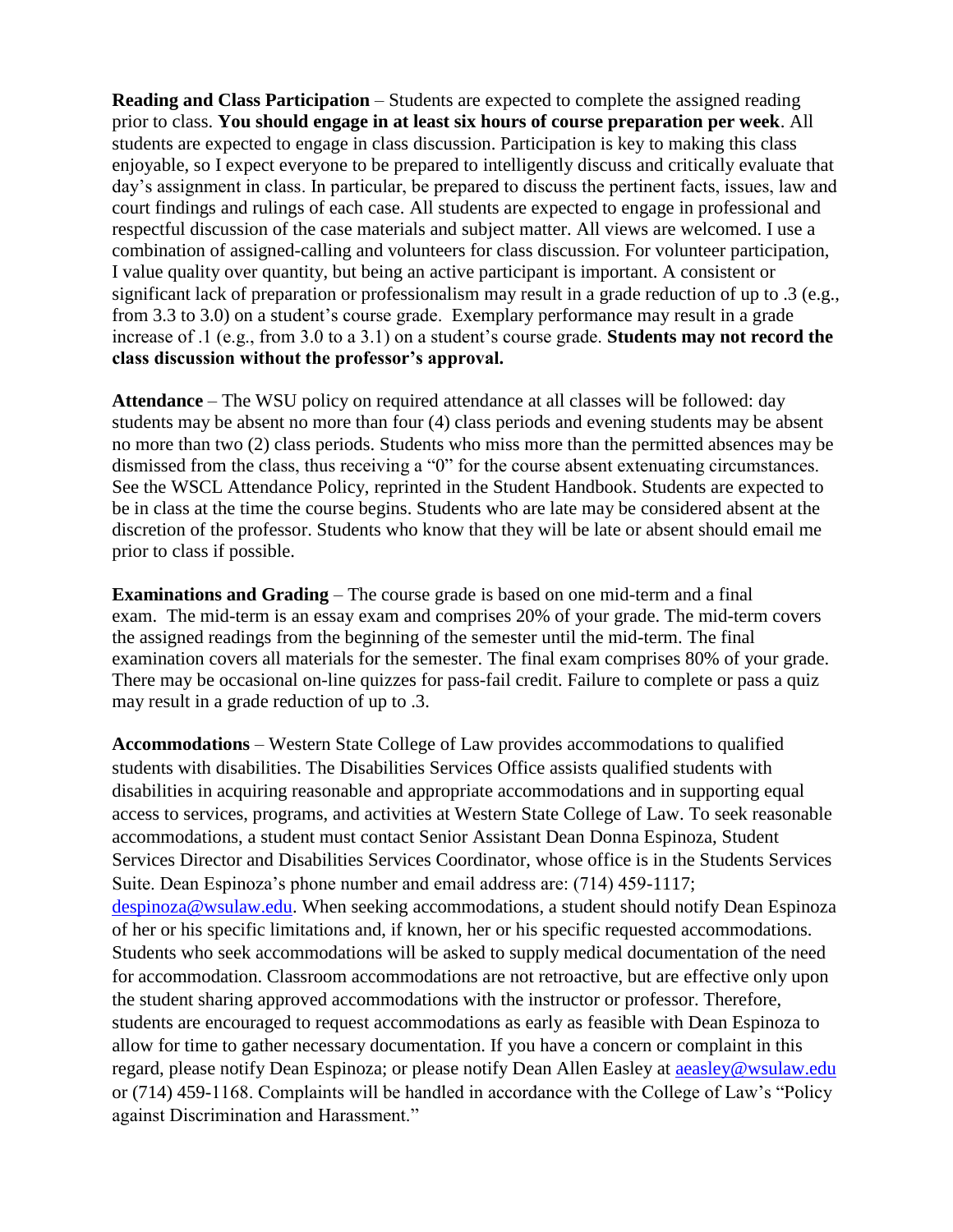**Reading and Class Participation** – Students are expected to complete the assigned reading prior to class. **You should engage in at least six hours of course preparation per week**. All students are expected to engage in class discussion. Participation is key to making this class enjoyable, so I expect everyone to be prepared to intelligently discuss and critically evaluate that day's assignment in class. In particular, be prepared to discuss the pertinent facts, issues, law and court findings and rulings of each case. All students are expected to engage in professional and respectful discussion of the case materials and subject matter. All views are welcomed. I use a combination of assigned-calling and volunteers for class discussion. For volunteer participation, I value quality over quantity, but being an active participant is important. A consistent or significant lack of preparation or professionalism may result in a grade reduction of up to .3 (e.g., from 3.3 to 3.0) on a student's course grade. Exemplary performance may result in a grade increase of .1 (e.g., from 3.0 to a 3.1) on a student's course grade. **Students may not record the class discussion without the professor's approval.**

**Attendance** – The WSU policy on required attendance at all classes will be followed: day students may be absent no more than four (4) class periods and evening students may be absent no more than two (2) class periods. Students who miss more than the permitted absences may be dismissed from the class, thus receiving a "0" for the course absent extenuating circumstances. See the WSCL Attendance Policy, reprinted in the Student Handbook. Students are expected to be in class at the time the course begins. Students who are late may be considered absent at the discretion of the professor. Students who know that they will be late or absent should email me prior to class if possible.

**Examinations and Grading** – The course grade is based on one mid-term and a final exam. The mid-term is an essay exam and comprises 20% of your grade. The mid-term covers the assigned readings from the beginning of the semester until the mid-term. The final examination covers all materials for the semester. The final exam comprises 80% of your grade. There may be occasional on-line quizzes for pass-fail credit. Failure to complete or pass a quiz may result in a grade reduction of up to .3.

**Accommodations** – Western State College of Law provides accommodations to qualified students with disabilities. The Disabilities Services Office assists qualified students with disabilities in acquiring reasonable and appropriate accommodations and in supporting equal access to services, programs, and activities at Western State College of Law. To seek reasonable accommodations, a student must contact Senior Assistant Dean Donna Espinoza, Student Services Director and Disabilities Services Coordinator, whose office is in the Students Services Suite. Dean Espinoza's phone number and email address are: (714) 459-1117; despinoza@wsulaw.edu. When seeking accommodations, a student should notify Dean Espinoza of her or his specific limitations and, if known, her or his specific requested accommodations. Students who seek accommodations will be asked to supply medical documentation of the need for accommodation. Classroom accommodations are not retroactive, but are effective only upon the student sharing approved accommodations with the instructor or professor. Therefore, students are encouraged to request accommodations as early as feasible with Dean Espinoza to allow for time to gather necessary documentation. If you have a concern or complaint in this regard, please notify Dean Espinoza; or please notify Dean Allen Easley at aeasley@wsulaw.edu or (714) 459-1168. Complaints will be handled in accordance with the College of Law's "Policy against Discrimination and Harassment."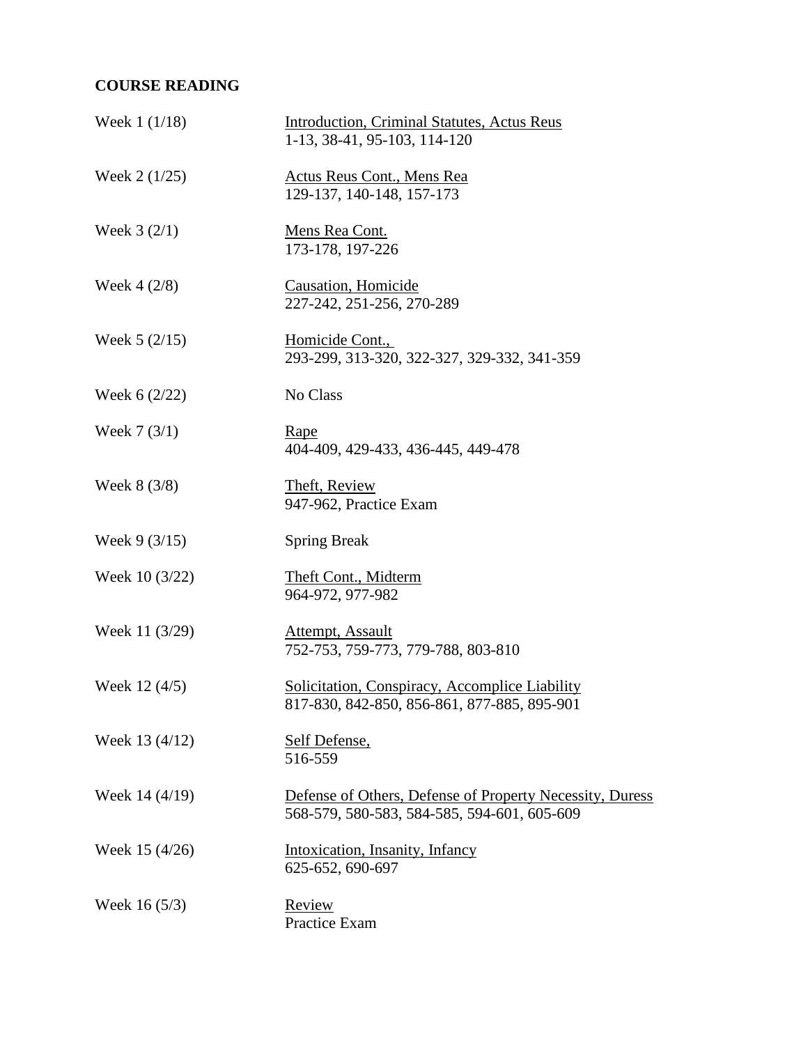## COURSE READING

| | |
|---|---|
| Week 1 (1/18) | <u>Introduction, Criminal Statutes, Actus Reus</u><br>1-13, 38-41, 95-103, 114-120 |
| Week 2 (1/25) | <u>Actus Reus Cont., Mens Rea</u><br>129-137, 140-148, 157-173 |
| Week 3 (2/1) | <u>Mens Rea Cont.</u><br>173-178, 197-226 |
| Week 4 (2/8) | <u>Causation, Homicide</u><br>227-242, 251-256, 270-289 |
| Week 5 (2/15) | <u>Homicide Cont.,</u><br>293-299, 313-320, 322-327, 329-332, 341-359 |
| Week 6 (2/22) | No Class |
| Week 7 (3/1) | <u>Rape</u><br>404-409, 429-433, 436-445, 449-478 |
| Week 8 (3/8) | <u>Theft, Review</u><br>947-962, Practice Exam |
| Week 9 (3/15) | Spring Break |
| Week 10 (3/22) | <u>Theft Cont., Midterm</u><br>964-972, 977-982 |
| Week 11 (3/29) | <u>Attempt, Assault</u><br>752-753, 759-773, 779-788, 803-810 |
| Week 12 (4/5) | <u>Solicitation, Conspiracy, Accomplice Liability</u><br>817-830, 842-850, 856-861, 877-885, 895-901 |
| Week 13 (4/12) | <u>Self Defense,</u><br>516-559 |
| Week 14 (4/19) | <u>Defense of Others, Defense of Property Necessity, Duress</u><br>568-579, 580-583, 584-585, 594-601, 605-609 |
| Week 15 (4/26) | <u>Intoxication, Insanity, Infancy</u><br>625-652, 690-697 |
| Week 16 (5/3) | <u>Review</u><br>Practice Exam |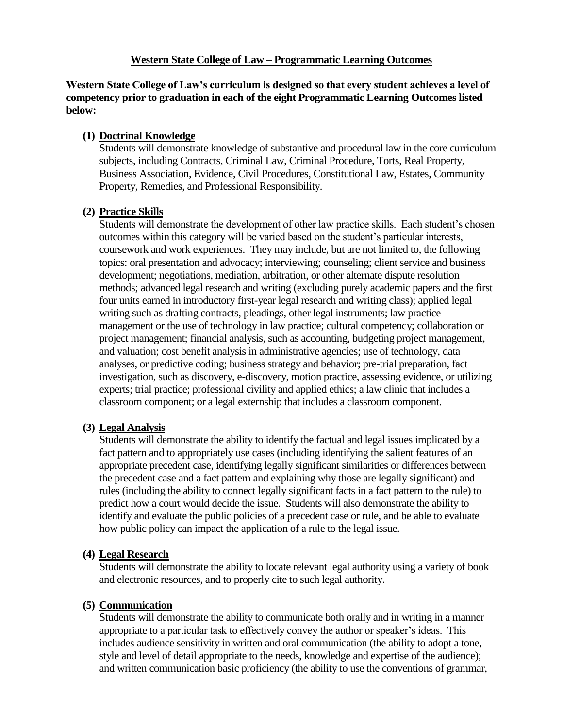## Western State College of Law – Programmatic Learning Outcomes

**Western State College of Law's curriculum is designed so that every student achieves a level of competency prior to graduation in each of the eight Programmatic Learning Outcomes listed below:**

**(1) Doctrinal Knowledge**

Students will demonstrate knowledge of substantive and procedural law in the core curriculum subjects, including Contracts, Criminal Law, Criminal Procedure, Torts, Real Property, Business Association, Evidence, Civil Procedures, Constitutional Law, Estates, Community Property, Remedies, and Professional Responsibility.

**(2) Practice Skills**

Students will demonstrate the development of other law practice skills. Each student's chosen outcomes within this category will be varied based on the student's particular interests, coursework and work experiences. They may include, but are not limited to, the following topics: oral presentation and advocacy; interviewing; counseling; client service and business development; negotiations, mediation, arbitration, or other alternate dispute resolution methods; advanced legal research and writing (excluding purely academic papers and the first four units earned in introductory first-year legal research and writing class); applied legal writing such as drafting contracts, pleadings, other legal instruments; law practice management or the use of technology in law practice; cultural competency; collaboration or project management; financial analysis, such as accounting, budgeting project management, and valuation; cost benefit analysis in administrative agencies; use of technology, data analyses, or predictive coding; business strategy and behavior; pre-trial preparation, fact investigation, such as discovery, e-discovery, motion practice, assessing evidence, or utilizing experts; trial practice; professional civility and applied ethics; a law clinic that includes a classroom component; or a legal externship that includes a classroom component.

**(3) Legal Analysis**

Students will demonstrate the ability to identify the factual and legal issues implicated by a fact pattern and to appropriately use cases (including identifying the salient features of an appropriate precedent case, identifying legally significant similarities or differences between the precedent case and a fact pattern and explaining why those are legally significant) and rules (including the ability to connect legally significant facts in a fact pattern to the rule) to predict how a court would decide the issue. Students will also demonstrate the ability to identify and evaluate the public policies of a precedent case or rule, and be able to evaluate how public policy can impact the application of a rule to the legal issue.

**(4) Legal Research**

Students will demonstrate the ability to locate relevant legal authority using a variety of book and electronic resources, and to properly cite to such legal authority.

**(5) Communication**

Students will demonstrate the ability to communicate both orally and in writing in a manner appropriate to a particular task to effectively convey the author or speaker's ideas. This includes audience sensitivity in written and oral communication (the ability to adopt a tone, style and level of detail appropriate to the needs, knowledge and expertise of the audience); and written communication basic proficiency (the ability to use the conventions of grammar,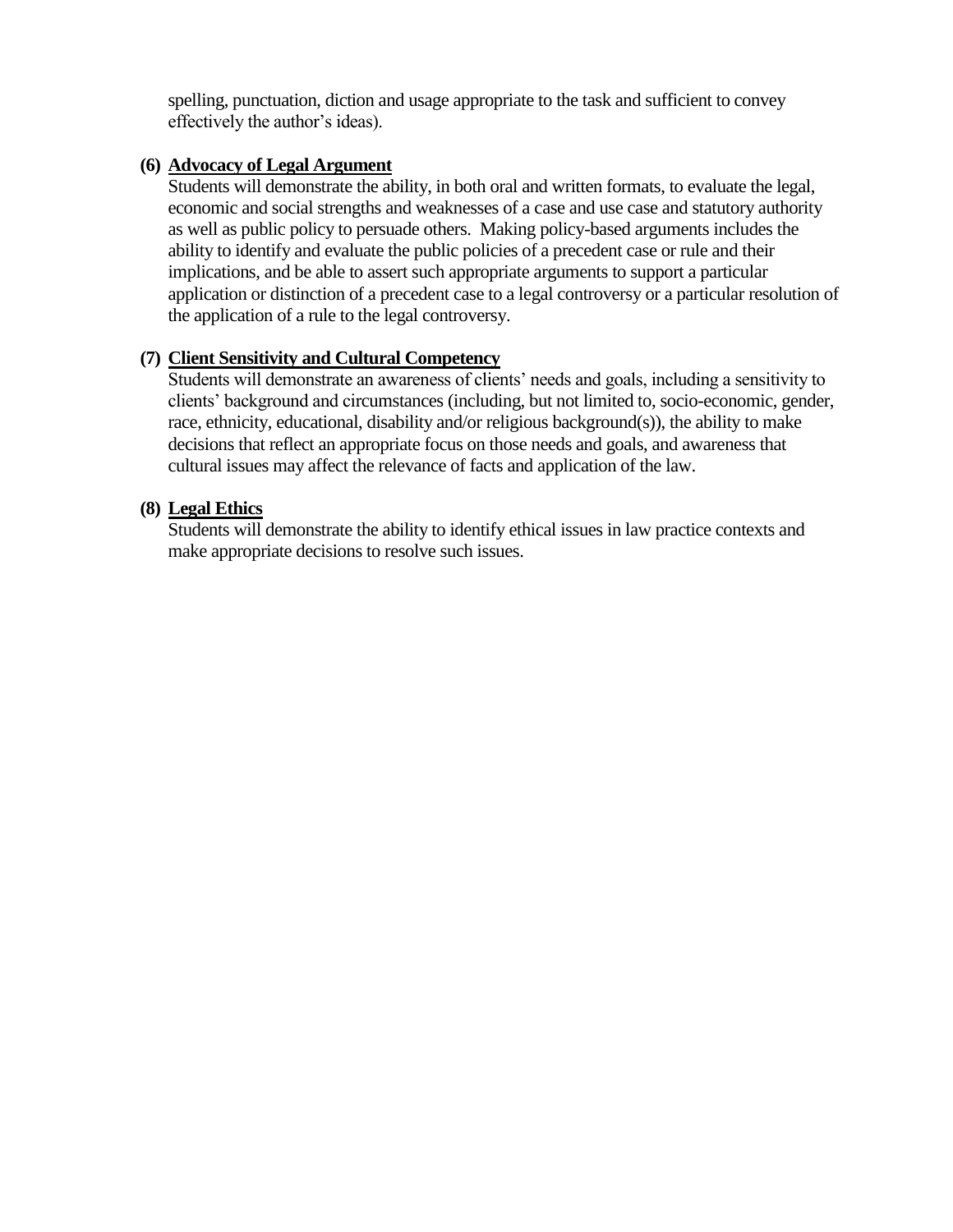spelling, punctuation, diction and usage appropriate to the task and sufficient to convey effectively the author's ideas).

**(6) Advocacy of Legal Argument**

Students will demonstrate the ability, in both oral and written formats, to evaluate the legal, economic and social strengths and weaknesses of a case and use case and statutory authority as well as public policy to persuade others. Making policy-based arguments includes the ability to identify and evaluate the public policies of a precedent case or rule and their implications, and be able to assert such appropriate arguments to support a particular application or distinction of a precedent case to a legal controversy or a particular resolution of the application of a rule to the legal controversy.

**(7) Client Sensitivity and Cultural Competency**

Students will demonstrate an awareness of clients' needs and goals, including a sensitivity to clients' background and circumstances (including, but not limited to, socio-economic, gender, race, ethnicity, educational, disability and/or religious background(s)), the ability to make decisions that reflect an appropriate focus on those needs and goals, and awareness that cultural issues may affect the relevance of facts and application of the law.

**(8) Legal Ethics**

Students will demonstrate the ability to identify ethical issues in law practice contexts and make appropriate decisions to resolve such issues.